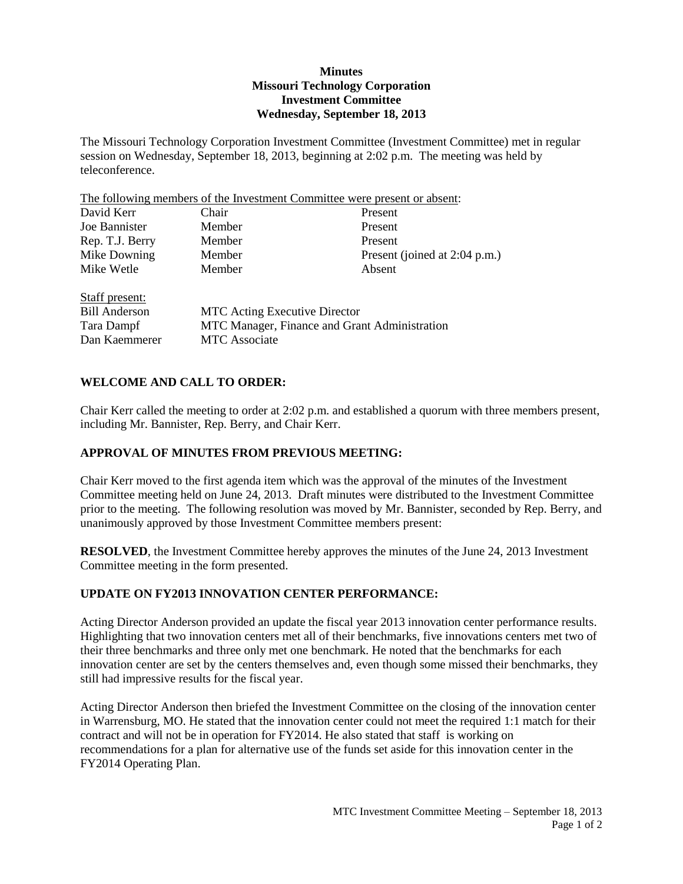**Minutes**
**Missouri Technology Corporation**
**Investment Committee**
**Wednesday, September 18, 2013**

The Missouri Technology Corporation Investment Committee (Investment Committee) met in regular session on Wednesday, September 18, 2013, beginning at 2:02 p.m. The meeting was held by teleconference.

The following members of the Investment Committee were present or absent:

| | | |
|---|---|---|
| David Kerr | Chair | Present |
| Joe Bannister | Member | Present |
| Rep. T.J. Berry | Member | Present |
| Mike Downing | Member | Present (joined at 2:04 p.m.) |
| Mike Wetle | Member | Absent |

Staff present:

| | |
|---|---|
| Bill Anderson | MTC Acting Executive Director |
| Tara Dampf | MTC Manager, Finance and Grant Administration |
| Dan Kaemmerer | MTC Associate |

## WELCOME AND CALL TO ORDER:

Chair Kerr called the meeting to order at 2:02 p.m. and established a quorum with three members present, including Mr. Bannister, Rep. Berry, and Chair Kerr.

## APPROVAL OF MINUTES FROM PREVIOUS MEETING:

Chair Kerr moved to the first agenda item which was the approval of the minutes of the Investment Committee meeting held on June 24, 2013. Draft minutes were distributed to the Investment Committee prior to the meeting. The following resolution was moved by Mr. Bannister, seconded by Rep. Berry, and unanimously approved by those Investment Committee members present:

**RESOLVED**, the Investment Committee hereby approves the minutes of the June 24, 2013 Investment Committee meeting in the form presented.

## UPDATE ON FY2013 INNOVATION CENTER PERFORMANCE:

Acting Director Anderson provided an update the fiscal year 2013 innovation center performance results. Highlighting that two innovation centers met all of their benchmarks, five innovations centers met two of their three benchmarks and three only met one benchmark. He noted that the benchmarks for each innovation center are set by the centers themselves and, even though some missed their benchmarks, they still had impressive results for the fiscal year.

Acting Director Anderson then briefed the Investment Committee on the closing of the innovation center in Warrensburg, MO. He stated that the innovation center could not meet the required 1:1 match for their contract and will not be in operation for FY2014. He also stated that staff is working on recommendations for a plan for alternative use of the funds set aside for this innovation center in the FY2014 Operating Plan.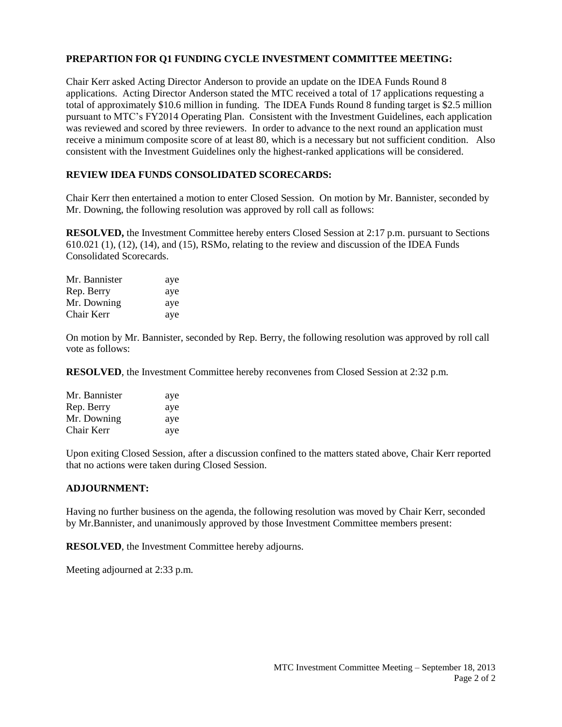**PREPARTION FOR Q1 FUNDING CYCLE INVESTMENT COMMITTEE MEETING:**

Chair Kerr asked Acting Director Anderson to provide an update on the IDEA Funds Round 8 applications. Acting Director Anderson stated the MTC received a total of 17 applications requesting a total of approximately $10.6 million in funding. The IDEA Funds Round 8 funding target is $2.5 million pursuant to MTC's FY2014 Operating Plan. Consistent with the Investment Guidelines, each application was reviewed and scored by three reviewers. In order to advance to the next round an application must receive a minimum composite score of at least 80, which is a necessary but not sufficient condition. Also consistent with the Investment Guidelines only the highest-ranked applications will be considered.

**REVIEW IDEA FUNDS CONSOLIDATED SCORECARDS:**

Chair Kerr then entertained a motion to enter Closed Session. On motion by Mr. Bannister, seconded by Mr. Downing, the following resolution was approved by roll call as follows:

**RESOLVED,** the Investment Committee hereby enters Closed Session at 2:17 p.m. pursuant to Sections 610.021 (1), (12), (14), and (15), RSMo, relating to the review and discussion of the IDEA Funds Consolidated Scorecards.

| | |
|---|---|
| Mr. Bannister | aye |
| Rep. Berry | aye |
| Mr. Downing | aye |
| Chair Kerr | aye |

On motion by Mr. Bannister, seconded by Rep. Berry, the following resolution was approved by roll call vote as follows:

**RESOLVED**, the Investment Committee hereby reconvenes from Closed Session at 2:32 p.m.

| | |
|---|---|
| Mr. Bannister | aye |
| Rep. Berry | aye |
| Mr. Downing | aye |
| Chair Kerr | aye |

Upon exiting Closed Session, after a discussion confined to the matters stated above, Chair Kerr reported that no actions were taken during Closed Session.

**ADJOURNMENT:**

Having no further business on the agenda, the following resolution was moved by Chair Kerr, seconded by Mr.Bannister, and unanimously approved by those Investment Committee members present:

**RESOLVED**, the Investment Committee hereby adjourns.

Meeting adjourned at 2:33 p.m.